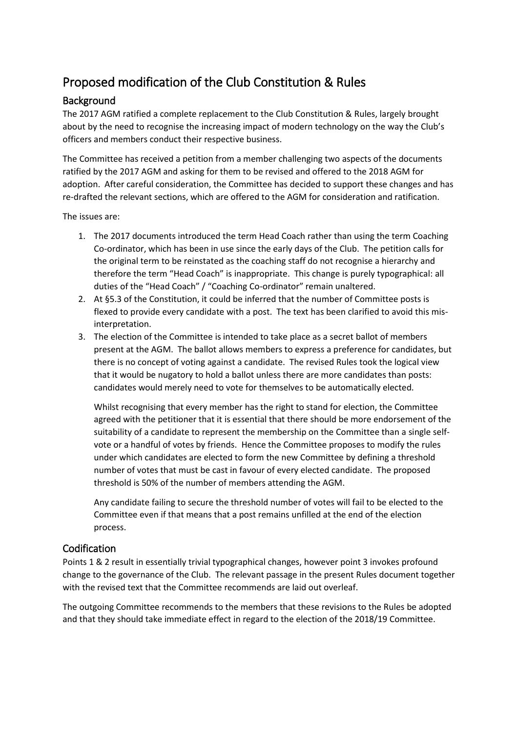# Proposed modification of the Club Constitution & Rules

## Background

The 2017 AGM ratified a complete replacement to the Club Constitution & Rules, largely brought about by the need to recognise the increasing impact of modern technology on the way the Club's officers and members conduct their respective business.

The Committee has received a petition from a member challenging two aspects of the documents ratified by the 2017 AGM and asking for them to be revised and offered to the 2018 AGM for adoption. After careful consideration, the Committee has decided to support these changes and has re-drafted the relevant sections, which are offered to the AGM for consideration and ratification.

The issues are:

1. The 2017 documents introduced the term Head Coach rather than using the term Coaching Co-ordinator, which has been in use since the early days of the Club. The petition calls for the original term to be reinstated as the coaching staff do not recognise a hierarchy and therefore the term "Head Coach" is inappropriate. This change is purely typographical: all duties of the "Head Coach" / "Coaching Co-ordinator" remain unaltered.
2. At §5.3 of the Constitution, it could be inferred that the number of Committee posts is flexed to provide every candidate with a post. The text has been clarified to avoid this mis-interpretation.
3. The election of the Committee is intended to take place as a secret ballot of members present at the AGM. The ballot allows members to express a preference for candidates, but there is no concept of voting against a candidate. The revised Rules took the logical view that it would be nugatory to hold a ballot unless there are more candidates than posts: candidates would merely need to vote for themselves to be automatically elected.

   Whilst recognising that every member has the right to stand for election, the Committee agreed with the petitioner that it is essential that there should be more endorsement of the suitability of a candidate to represent the membership on the Committee than a single self-vote or a handful of votes by friends. Hence the Committee proposes to modify the rules under which candidates are elected to form the new Committee by defining a threshold number of votes that must be cast in favour of every elected candidate. The proposed threshold is 50% of the number of members attending the AGM.

   Any candidate failing to secure the threshold number of votes will fail to be elected to the Committee even if that means that a post remains unfilled at the end of the election process.

## Codification

Points 1 & 2 result in essentially trivial typographical changes, however point 3 invokes profound change to the governance of the Club. The relevant passage in the present Rules document together with the revised text that the Committee recommends are laid out overleaf.

The outgoing Committee recommends to the members that these revisions to the Rules be adopted and that they should take immediate effect in regard to the election of the 2018/19 Committee.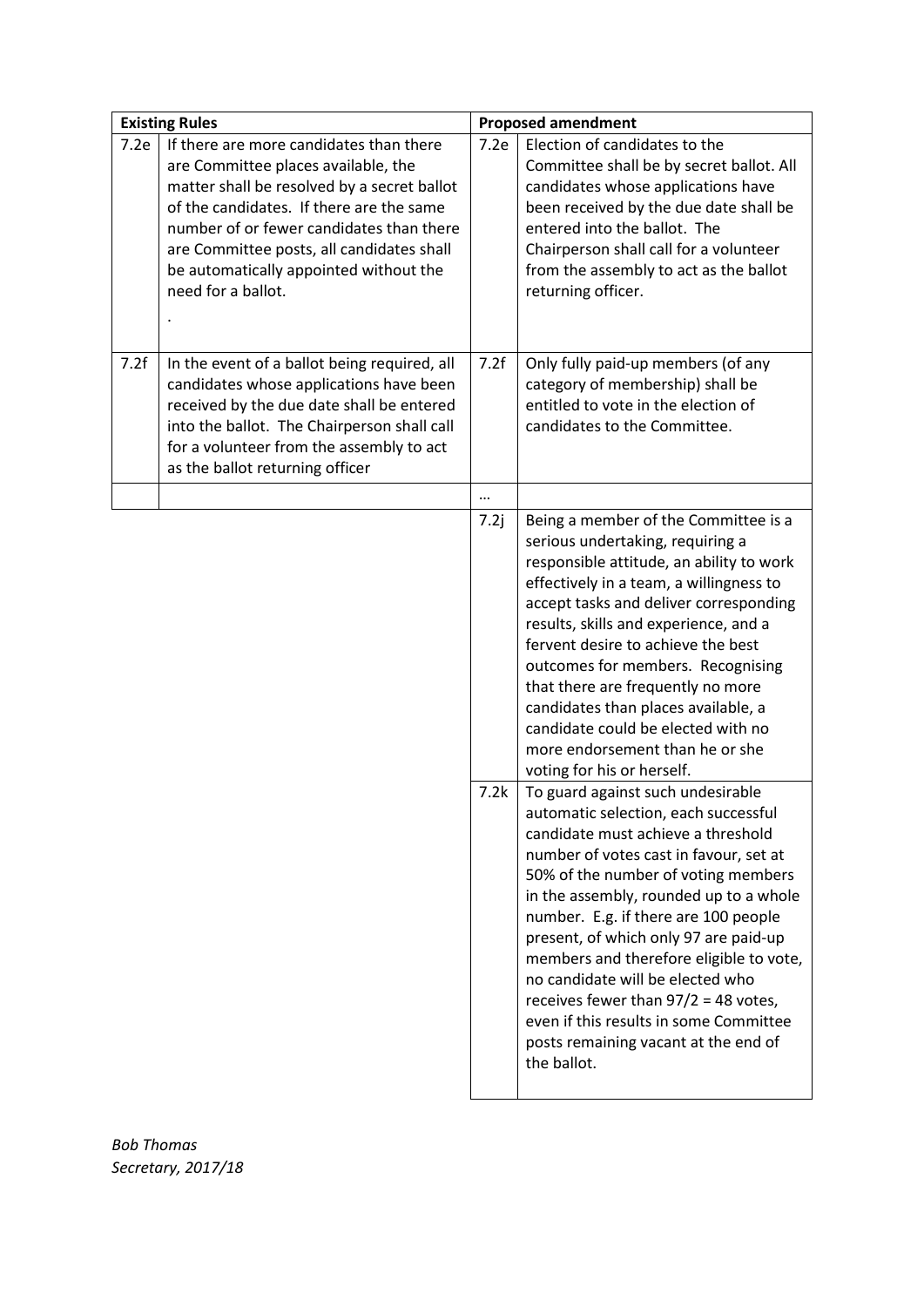| Existing Rules | | Proposed amendment | |
|---|---|---|---|
| 7.2e | If there are more candidates than there are Committee places available, the matter shall be resolved by a secret ballot of the candidates. If there are the same number of or fewer candidates than there are Committee posts, all candidates shall be automatically appointed without the need for a ballot. . | 7.2e | Election of candidates to the Committee shall be by secret ballot. All candidates whose applications have been received by the due date shall be entered into the ballot. The Chairperson shall call for a volunteer from the assembly to act as the ballot returning officer. |
| 7.2f | In the event of a ballot being required, all candidates whose applications have been received by the due date shall be entered into the ballot. The Chairperson shall call for a volunteer from the assembly to act as the ballot returning officer | 7.2f | Only fully paid-up members (of any category of membership) shall be entitled to vote in the election of candidates to the Committee. |
| | | … | |
| | | 7.2j | Being a member of the Committee is a serious undertaking, requiring a responsible attitude, an ability to work effectively in a team, a willingness to accept tasks and deliver corresponding results, skills and experience, and a fervent desire to achieve the best outcomes for members. Recognising that there are frequently no more candidates than places available, a candidate could be elected with no more endorsement than he or she voting for his or herself. |
| | | 7.2k | To guard against such undesirable automatic selection, each successful candidate must achieve a threshold number of votes cast in favour, set at 50% of the number of voting members in the assembly, rounded up to a whole number. E.g. if there are 100 people present, of which only 97 are paid-up members and therefore eligible to vote, no candidate will be elected who receives fewer than 97/2 = 48 votes, even if this results in some Committee posts remaining vacant at the end of the ballot. |

*Bob Thomas*
*Secretary, 2017/18*